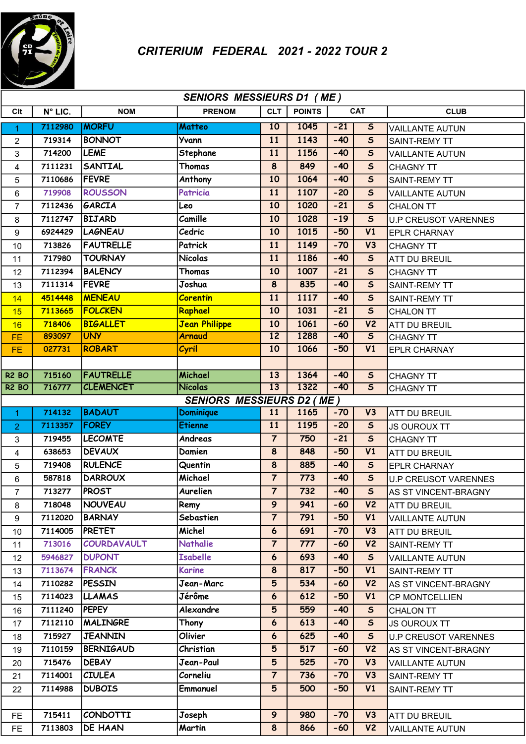# CRITERIUM FEDERAL 2021 - 2022 TOUR 2

## SENIORS MESSIEURS D1 ( ME )

| Clt | N° LIC. | NOM | PRENOM | CLT | POINTS | CAT | | CLUB |
|---|---|---|---|---|---|---|---|---|
| 1 | 7112980 | MORFU | Matteo | 10 | 1045 | -21 | S | VAILLANTE AUTUN |
| 2 | 719314 | BONNOT | Yvann | 11 | 1143 | -40 | S | SAINT-REMY TT |
| 3 | 714200 | LEME | Stephane | 11 | 1156 | -40 | S | VAILLANTE AUTUN |
| 4 | 7111231 | SANTIAL | Thomas | 8 | 849 | -40 | S | CHAGNY TT |
| 5 | 7110686 | FEVRE | Anthony | 10 | 1064 | -40 | S | SAINT-REMY TT |
| 6 | 719908 | ROUSSON | Patricia | 11 | 1107 | -20 | S | VAILLANTE AUTUN |
| 7 | 7112436 | GARCIA | Leo | 10 | 1020 | -21 | S | CHALON TT |
| 8 | 7112747 | BIJARD | Camille | 10 | 1028 | -19 | S | U.P CREUSOT VARENNES |
| 9 | 6924429 | LAGNEAU | Cedric | 10 | 1015 | -50 | V1 | EPLR CHARNAY |
| 10 | 713826 | FAUTRELLE | Patrick | 11 | 1149 | -70 | V3 | CHAGNY TT |
| 11 | 717980 | TOURNAY | Nicolas | 11 | 1186 | -40 | S | ATT DU BREUIL |
| 12 | 7112394 | BALENCY | Thomas | 10 | 1007 | -21 | S | CHAGNY TT |
| 13 | 7111314 | FEVRE | Joshua | 8 | 835 | -40 | S | SAINT-REMY TT |
| 14 | 4514448 | MENEAU | Corentin | 11 | 1117 | -40 | S | SAINT-REMY TT |
| 15 | 7113665 | FOLCKEN | Raphael | 10 | 1031 | -21 | S | CHALON TT |
| 16 | 718406 | BIGALLET | Jean Philippe | 10 | 1061 | -60 | V2 | ATT DU BREUIL |
| FE | 893097 | UNY | Arnaud | 12 | 1288 | -40 | S | CHAGNY TT |
| FE | 027731 | ROBART | Cyril | 10 | 1066 | -50 | V1 | EPLR CHARNAY |
| | | | | | | | | |
| R2 BO | 715160 | FAUTRELLE | Michael | 13 | 1364 | -40 | S | CHAGNY TT |
| R2 BO | 716777 | CLEMENCET | Nicolas | 13 | 1322 | -40 | S | CHAGNY TT |

## SENIORS MESSIEURS D2 ( ME )

| Clt | N° LIC. | NOM | PRENOM | CLT | POINTS | CAT | | CLUB |
|---|---|---|---|---|---|---|---|---|
| 1 | 714132 | BADAUT | Dominique | 11 | 1165 | -70 | V3 | ATT DU BREUIL |
| 2 | 7113357 | FOREY | Etienne | 11 | 1195 | -20 | S | JS OUROUX TT |
| 3 | 719455 | LECOMTE | Andreas | 7 | 750 | -21 | S | CHAGNY TT |
| 4 | 638653 | DEVAUX | Damien | 8 | 848 | -50 | V1 | ATT DU BREUIL |
| 5 | 719408 | RULENCE | Quentin | 8 | 885 | -40 | S | EPLR CHARNAY |
| 6 | 587818 | DARROUX | Michael | 7 | 773 | -40 | S | U.P CREUSOT VARENNES |
| 7 | 713277 | PROST | Aurelien | 7 | 732 | -40 | S | AS ST VINCENT-BRAGNY |
| 8 | 718048 | NOUVEAU | Remy | 9 | 941 | -60 | V2 | ATT DU BREUIL |
| 9 | 7112020 | BARNAY | Sebastien | 7 | 791 | -50 | V1 | VAILLANTE AUTUN |
| 10 | 7114005 | PRETET | Michel | 6 | 691 | -70 | V3 | ATT DU BREUIL |
| 11 | 713016 | COURDAVAULT | Nathalie | 7 | 777 | -60 | V2 | SAINT-REMY TT |
| 12 | 5946827 | DUPONT | Isabelle | 6 | 693 | -40 | S | VAILLANTE AUTUN |
| 13 | 7113674 | FRANCK | Karine | 8 | 817 | -50 | V1 | SAINT-REMY TT |
| 14 | 7110282 | PESSIN | Jean-Marc | 5 | 534 | -60 | V2 | AS ST VINCENT-BRAGNY |
| 15 | 7114023 | LLAMAS | Jérôme | 6 | 612 | -50 | V1 | CP MONTCELLIEN |
| 16 | 7111240 | PEPEY | Alexandre | 5 | 559 | -40 | S | CHALON TT |
| 17 | 7112110 | MALINGRE | Thony | 6 | 613 | -40 | S | JS OUROUX TT |
| 18 | 715927 | JEANNIN | Olivier | 6 | 625 | -40 | S | U.P CREUSOT VARENNES |
| 19 | 7110159 | BERNIGAUD | Christian | 5 | 517 | -60 | V2 | AS ST VINCENT-BRAGNY |
| 20 | 715476 | DEBAY | Jean-Paul | 5 | 525 | -70 | V3 | VAILLANTE AUTUN |
| 21 | 7114001 | CIULEA | Corneliu | 7 | 736 | -70 | V3 | SAINT-REMY TT |
| 22 | 7114988 | DUBOIS | Emmanuel | 5 | 500 | -50 | V1 | SAINT-REMY TT |
| | | | | | | | | |
| FE | 715411 | CONDOTTI | Joseph | 9 | 980 | -70 | V3 | ATT DU BREUIL |
| FE | 7113803 | DE HAAN | Martin | 8 | 866 | -60 | V2 | VAILLANTE AUTUN |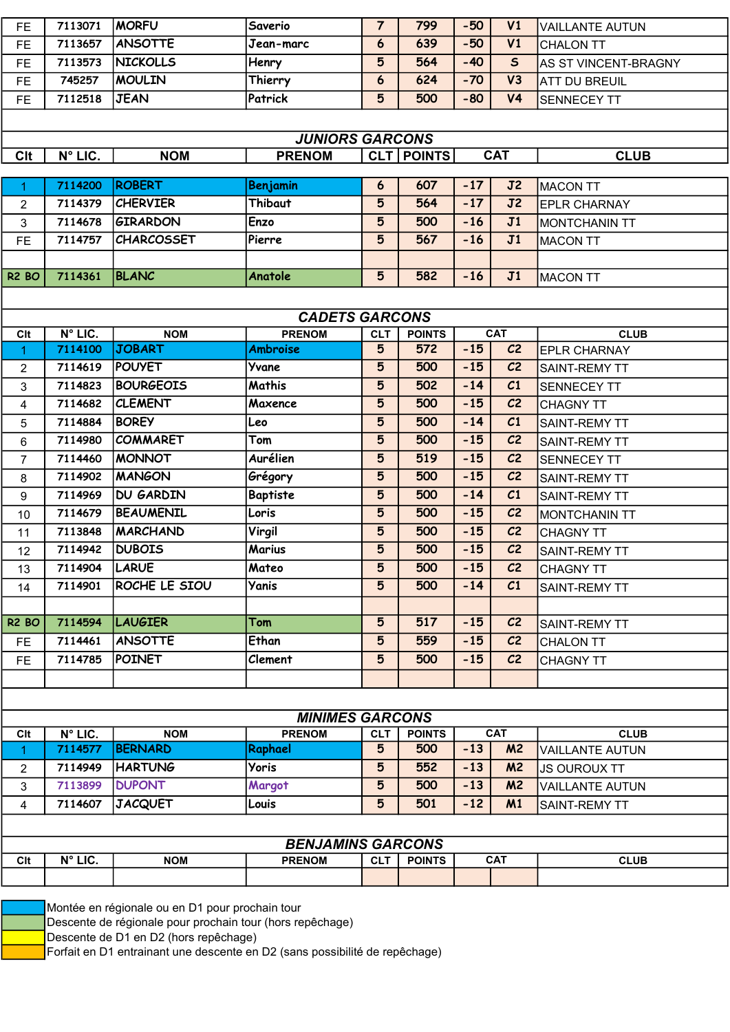| | | | | | | | | |
|---|---|---|---|---|---|---|---|---|
| FE | 7113071 | MORFU | Saverio | 7 | 799 | -50 | V1 | VAILLANTE AUTUN |
| FE | 7113657 | ANSOTTE | Jean-marc | 6 | 639 | -50 | V1 | CHALON TT |
| FE | 7113573 | NICKOLLS | Henry | 5 | 564 | -40 | S | AS ST VINCENT-BRAGNY |
| FE | 745257 | MOULIN | Thierry | 6 | 624 | -70 | V3 | ATT DU BREUIL |
| FE | 7112518 | JEAN | Patrick | 5 | 500 | -80 | V4 | SENNECEY TT |

## JUNIORS GARCONS

| Clt | N° LIC. | NOM | PRENOM | CLT | POINTS | CAT | | CLUB |
|---|---|---|---|---|---|---|---|---|
| 1 | 7114200 | ROBERT | Benjamin | 6 | 607 | -17 | J2 | MACON TT |
| 2 | 7114379 | CHERVIER | Thibaut | 5 | 564 | -17 | J2 | EPLR CHARNAY |
| 3 | 7114678 | GIRARDON | Enzo | 5 | 500 | -16 | J1 | MONTCHANIN TT |
| FE | 7114757 | CHARCOSSET | Pierre | 5 | 567 | -16 | J1 | MACON TT |
| | | | | | | | | |
| R2 BO | 7114361 | BLANC | Anatole | 5 | 582 | -16 | J1 | MACON TT |

## CADETS GARCONS

| Clt | N° LIC. | NOM | PRENOM | CLT | POINTS | CAT | | CLUB |
|---|---|---|---|---|---|---|---|---|
| 1 | 7114100 | JOBART | Ambroise | 5 | 572 | -15 | C2 | EPLR CHARNAY |
| 2 | 7114619 | POUYET | Yvane | 5 | 500 | -15 | C2 | SAINT-REMY TT |
| 3 | 7114823 | BOURGEOIS | Mathis | 5 | 502 | -14 | C1 | SENNECEY TT |
| 4 | 7114682 | CLEMENT | Maxence | 5 | 500 | -15 | C2 | CHAGNY TT |
| 5 | 7114884 | BOREY | Leo | 5 | 500 | -14 | C1 | SAINT-REMY TT |
| 6 | 7114980 | COMMARET | Tom | 5 | 500 | -15 | C2 | SAINT-REMY TT |
| 7 | 7114460 | MONNOT | Aurélien | 5 | 519 | -15 | C2 | SENNECEY TT |
| 8 | 7114902 | MANGON | Grégory | 5 | 500 | -15 | C2 | SAINT-REMY TT |
| 9 | 7114969 | DU GARDIN | Baptiste | 5 | 500 | -14 | C1 | SAINT-REMY TT |
| 10 | 7114679 | BEAUMENIL | Loris | 5 | 500 | -15 | C2 | MONTCHANIN TT |
| 11 | 7113848 | MARCHAND | Virgil | 5 | 500 | -15 | C2 | CHAGNY TT |
| 12 | 7114942 | DUBOIS | Marius | 5 | 500 | -15 | C2 | SAINT-REMY TT |
| 13 | 7114904 | LARUE | Mateo | 5 | 500 | -15 | C2 | CHAGNY TT |
| 14 | 7114901 | ROCHE LE SIOU | Yanis | 5 | 500 | -14 | C1 | SAINT-REMY TT |
| | | | | | | | | |
| R2 BO | 7114594 | LAUGIER | Tom | 5 | 517 | -15 | C2 | SAINT-REMY TT |
| FE | 7114461 | ANSOTTE | Ethan | 5 | 559 | -15 | C2 | CHALON TT |
| FE | 7114785 | POINET | Clement | 5 | 500 | -15 | C2 | CHAGNY TT |

## MINIMES GARCONS

| Clt | N° LIC. | NOM | PRENOM | CLT | POINTS | CAT | | CLUB |
|---|---|---|---|---|---|---|---|---|
| 1 | 7114577 | BERNARD | Raphael | 5 | 500 | -13 | M2 | VAILLANTE AUTUN |
| 2 | 7114949 | HARTUNG | Yoris | 5 | 552 | -13 | M2 | JS OUROUX TT |
| 3 | 7113899 | DUPONT | Margot | 5 | 500 | -13 | M2 | VAILLANTE AUTUN |
| 4 | 7114607 | JACQUET | Louis | 5 | 501 | -12 | M1 | SAINT-REMY TT |

## BENJAMINS GARCONS

| Clt | N° LIC. | NOM | PRENOM | CLT | POINTS | CAT | | CLUB |
|---|---|---|---|---|---|---|---|---|
| | | | | | | | | |

- (bleu) Montée en régionale ou en D1 pour prochain tour
- (vert) Descente de régionale pour prochain tour (hors repêchage)
- (jaune) Descente de D1 en D2 (hors repêchage)
- (orange) Forfait en D1 entrainant une descente en D2 (sans possibilité de repêchage)